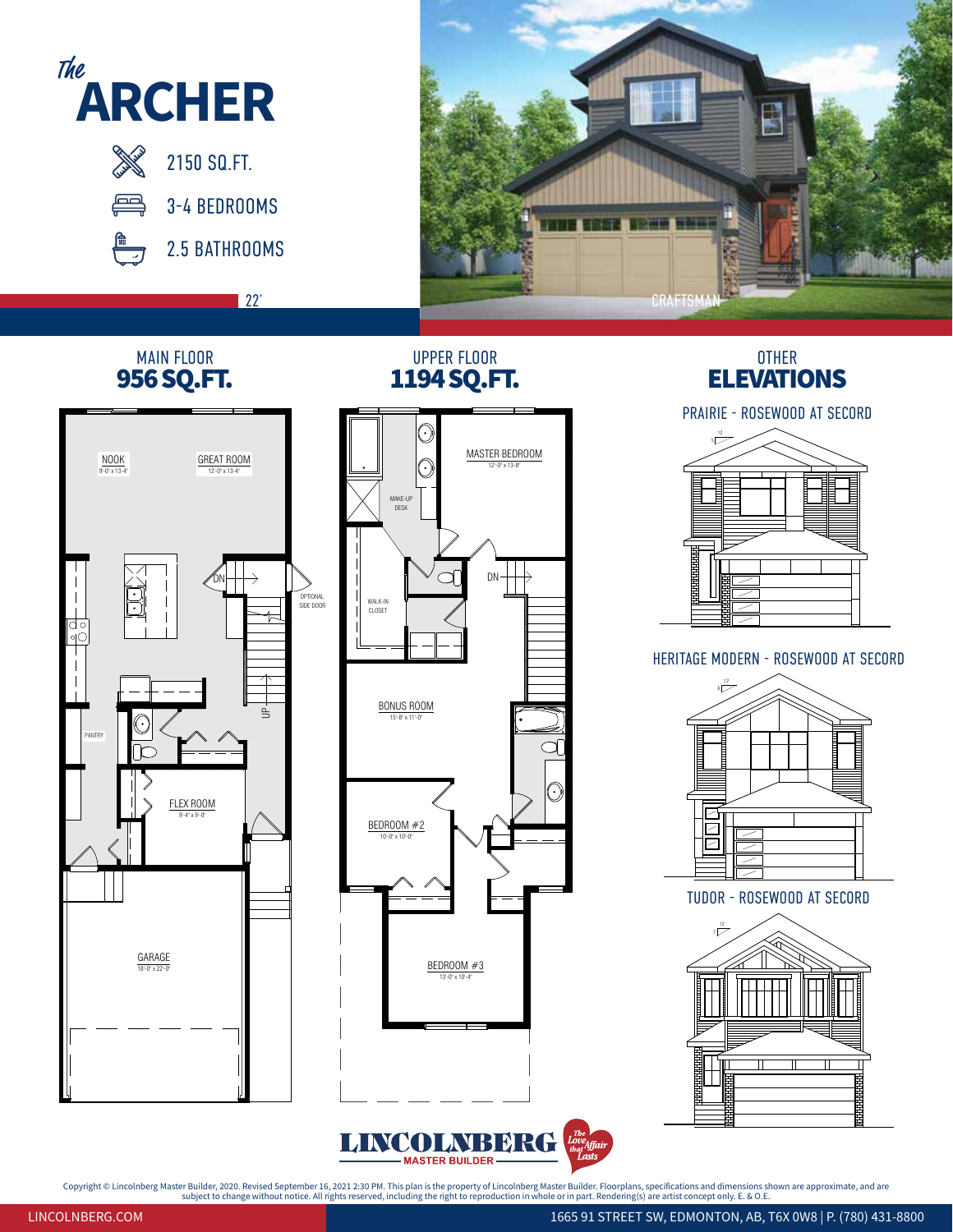# *The* ARCHER

- 2150 SQ.FT.
- 3-4 BEDROOMS
- 2.5 BATHROOMS

22'

CRAFTSMAN

## MAIN FLOOR
**956 SQ.FT.**

NOOK 9'-0" x 13'-4"

GREAT ROOM 12'-0" x 13'-4"

OPTIONAL SIDE DOOR

PANTRY

FLEX ROOM 9'-4" x 9'-0"

GARAGE 18'-0" x 22'-0"

## UPPER FLOOR
**1194 SQ.FT.**

MASTER BEDROOM 12'-0" x 13'-8"

MAKE-UP DESK

WALK-IN CLOSET

BONUS ROOM 15'-8" x 11'-0"

BEDROOM #2 10'-0" x 10'-0"

BEDROOM #3 13'-0" x 10'-4"

## OTHER ELEVATIONS

PRAIRIE - ROSEWOOD AT SECORD

HERITAGE MODERN - ROSEWOOD AT SECORD

TUDOR - ROSEWOOD AT SECORD

LINCOLNBERG MASTER BUILDER — *The Love Affair that Lasts*

Copyright © Lincolnberg Master Builder, 2020. Revised September 16, 2021 2:30 PM. This plan is the property of Lincolnberg Master Builder. Floorplans, specifications and dimensions shown are approximate, and are subject to change without notice. All rights reserved, including the right to reproduction in whole or in part. Rendering(s) are artist concept only. E. & O.E.

LINCOLNBERG.COM | 1665 91 STREET SW, EDMONTON, AB, T6X 0W8 | P. (780) 431-8800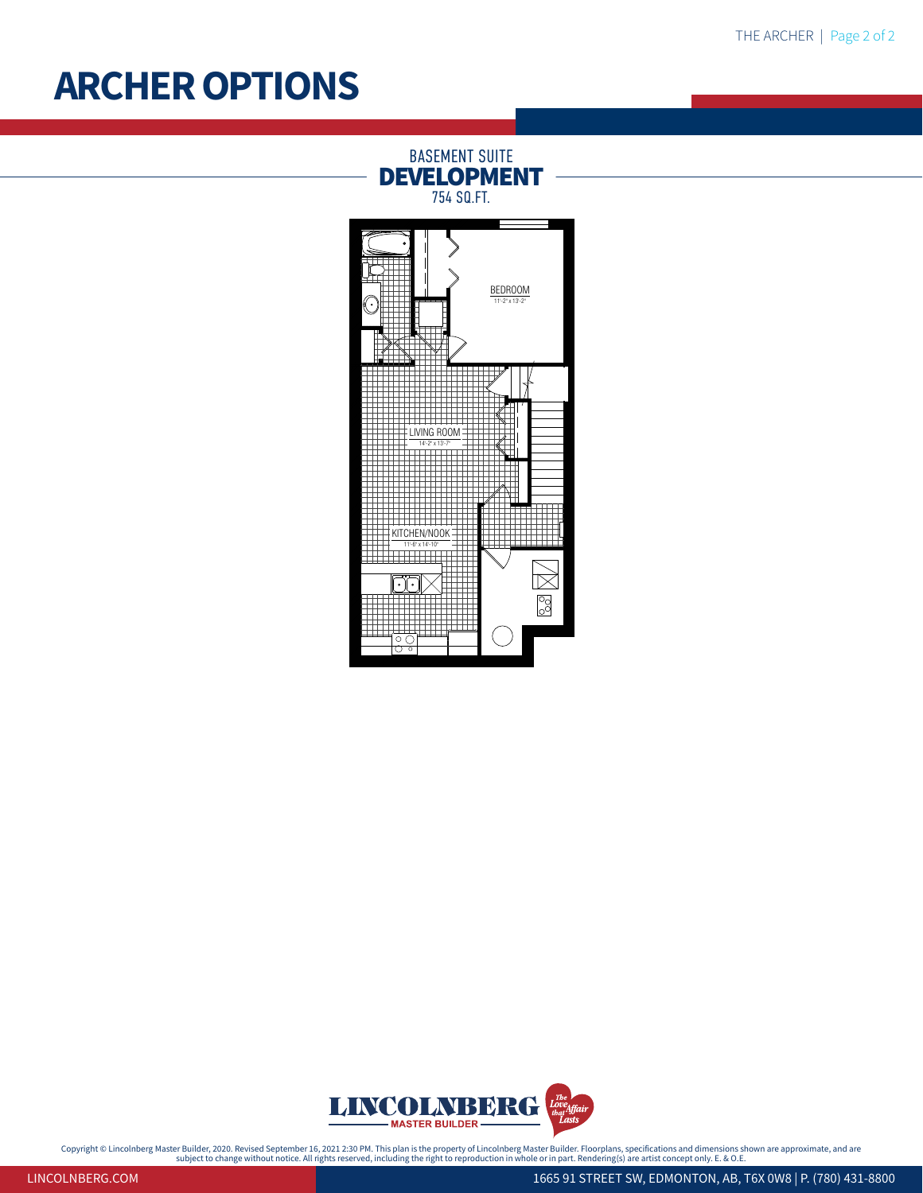# ARCHER OPTIONS

BASEMENT SUITE

## DEVELOPMENT

754 SQ.FT.

BEDROOM
11'-2" x 13'-2"

LIVING ROOM
14'-2" x 13'-7"

KITCHEN/NOOK
11'-6" x 14'-10"

Copyright © Lincolnberg Master Builder, 2020. Revised September 16, 2021 2:30 PM. This plan is the property of Lincolnberg Master Builder. Floorplans, specifications and dimensions shown are approximate, and are subject to change without notice. All rights reserved, including the right to reproduction in whole or in part. Rendering(s) are artist concept only. E. & O.E.